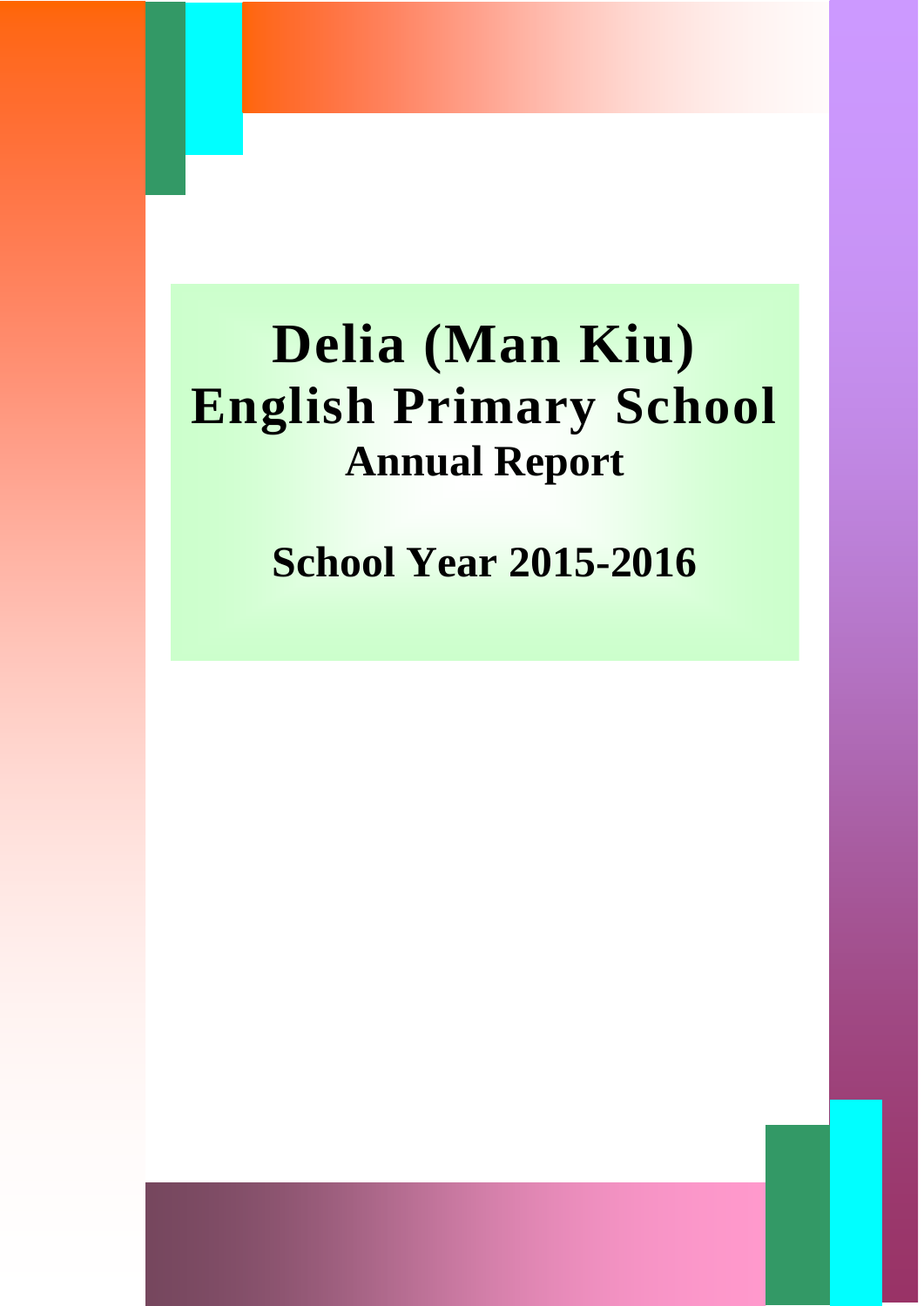# Delia (Man Kiu) English Primary School

## Annual Report

## School Year 2015-2016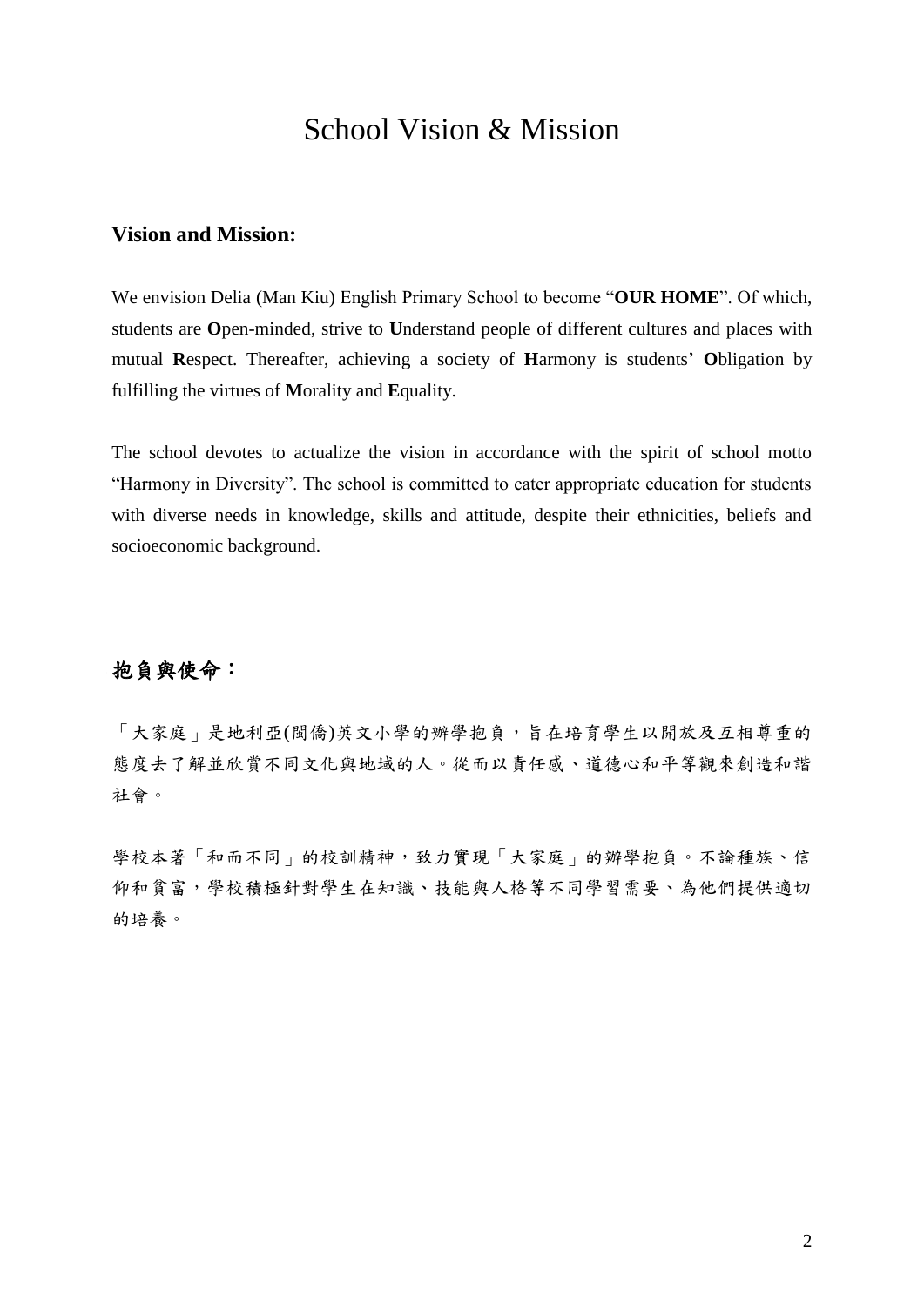# School Vision & Mission

## Vision and Mission:

We envision Delia (Man Kiu) English Primary School to become "**OUR HOME**". Of which, students are **O**pen-minded, strive to **U**nderstand people of different cultures and places with mutual **R**espect. Thereafter, achieving a society of **H**armony is students' **O**bligation by fulfilling the virtues of **M**orality and **E**quality.

The school devotes to actualize the vision in accordance with the spirit of school motto "Harmony in Diversity". The school is committed to cater appropriate education for students with diverse needs in knowledge, skills and attitude, despite their ethnicities, beliefs and socioeconomic background.

## 抱負與使命：

「大家庭」是地利亞(閩僑)英文小學的辦學抱負，旨在培育學生以開放及互相尊重的態度去了解並欣賞不同文化與地域的人。從而以責任感、道德心和平等觀來創造和諧社會。

學校本著「和而不同」的校訓精神，致力實現「大家庭」的辦學抱負。不論種族、信仰和貧富，學校積極針對學生在知識、技能與人格等不同學習需要、為他們提供適切的培養。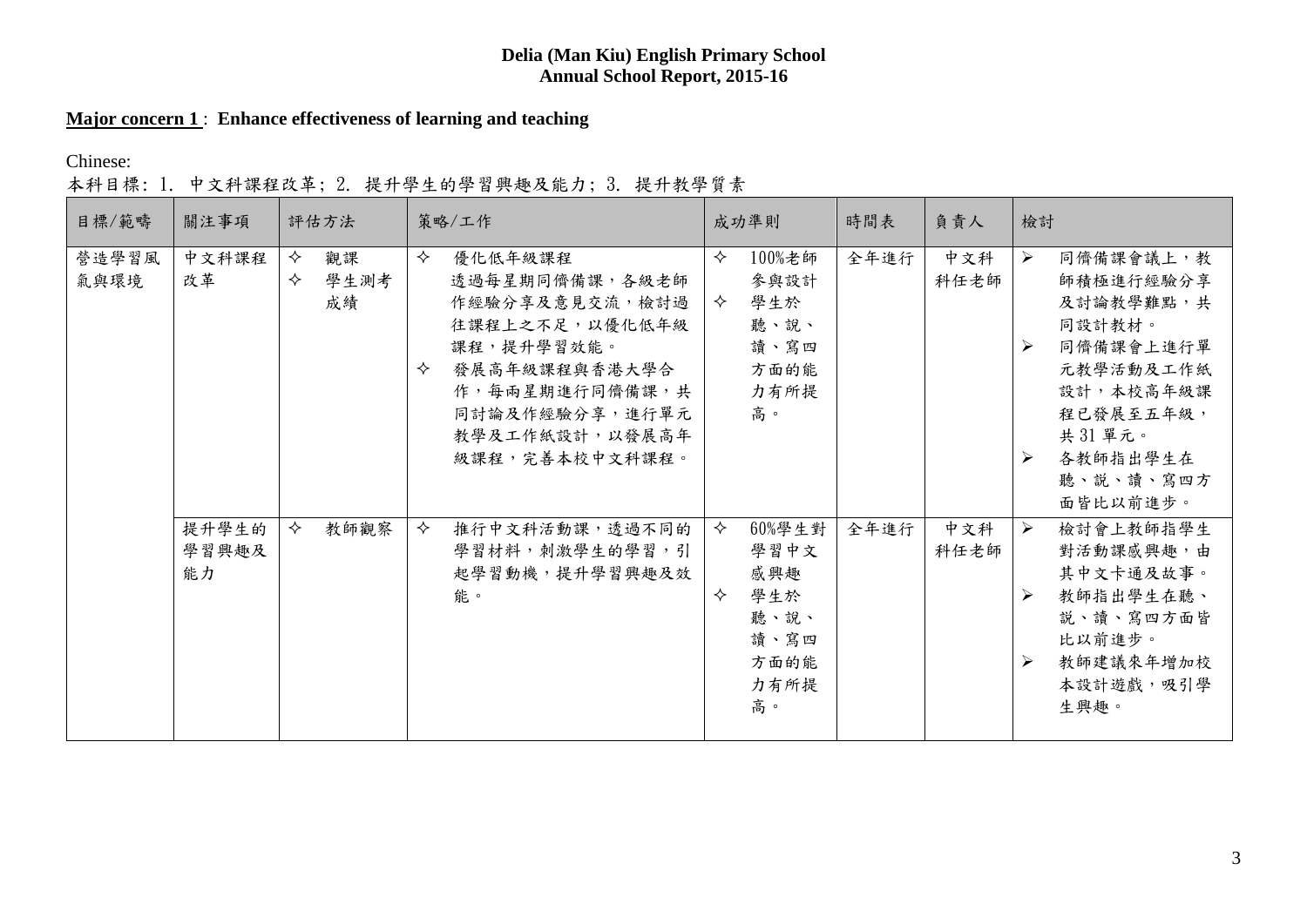**Delia (Man Kiu) English Primary School**
**Annual School Report, 2015-16**

## Major concern 1 : Enhance effectiveness of learning and teaching

Chinese:

本科目標: 1. 中文科課程改革; 2. 提升學生的學習興趣及能力; 3. 提升教學質素

| 目標/範疇 | 關注事項 | 評估方法 | 策略/工作 | 成功準則 | 時間表 | 負責人 | 檢討 |
|---|---|---|---|---|---|---|---|
| 營造學習風氣與環境 | 中文科課程改革 | ✧ 觀課<br>✧ 學生測考成績 | ✧ 優化低年級課程<br>透過每星期同儕備課，各級老師作經驗分享及意見交流，檢討過往課程上之不足，以優化低年級課程，提升學習效能。<br>✧ 發展高年級課程與香港大學合作，每兩星期進行同儕備課，共同討論及作經驗分享，進行單元教學及工作紙設計，以發展高年級課程，完善本校中文科課程。 | ✧ 100%老師參與設計<br>✧ 學生於聽、說、讀、寫四方面的能力有所提高。 | 全年進行 | 中文科科任老師 | ➢ 同儕備課會議上，教師積極進行經驗分享及討論教學難點，共同設計教材。<br>➢ 同儕備課會上進行單元教學活動及工作紙設計，本校高年級課程已發展至五年級，共 31 單元。<br>➢ 各教師指出學生在聽、說、讀、寫四方面皆比以前進步。 |
| | 提升學生的學習興趣及能力 | ✧ 教師觀察 | ✧ 推行中文科活動課，透過不同的學習材料，刺激學生的學習，引起學習動機，提升學習興趣及效能。 | ✧ 60%學生對學習中文感興趣<br>✧ 學生於聽、說、讀、寫四方面的能力有所提高。 | 全年進行 | 中文科科任老師 | ➢ 檢討會上教師指學生對活動課感興趣，由其中文卡通及故事。<br>➢ 教師指出學生在聽、說、讀、寫四方面皆比以前進步。<br>➢ 教師建議來年增加校本設計遊戲，吸引學生興趣。 |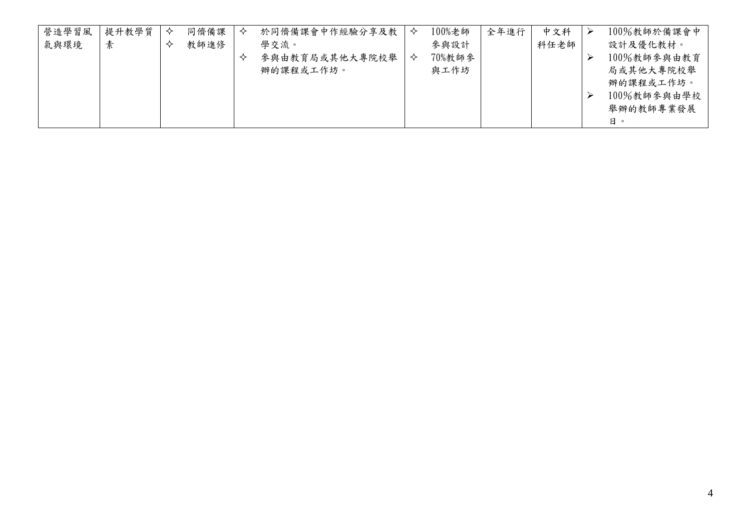| | | | | | | | |
|---|---|---|---|---|---|---|---|
| 營造學習風氣與環境 | 提升教學質素 | ✧ 同儕備課<br>✧ 教師進修 | ✧ 於同儕備課會中作經驗分享及教學交流。<br>✧ 參與由教育局或其他大專院校舉辦的課程或工作坊。 | ✧ 100%老師參與設計<br>✧ 70%教師參與工作坊 | 全年進行 | 中文科科任老師 | ➢ 100%教師於備課會中設計及優化教材。<br>➢ 100%教師參與由教育局或其他大專院校舉辦的課程或工作坊。<br>➢ 100%教師參與由學校舉辦的教師專業發展日。 |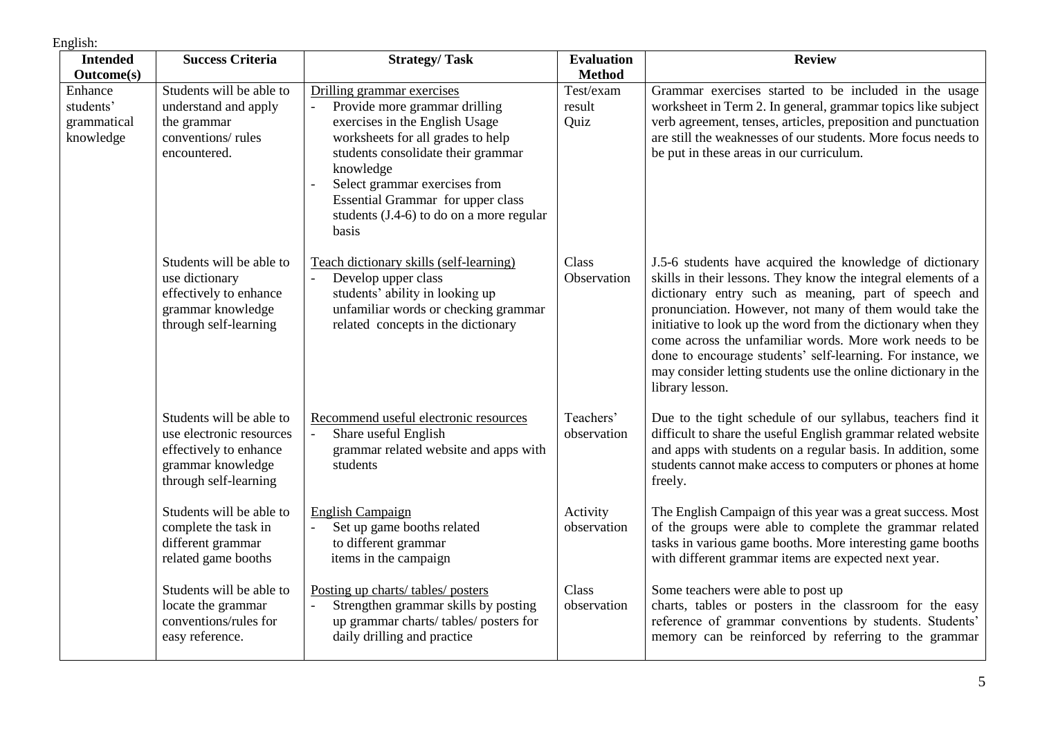English:

| Intended Outcome(s) | Success Criteria | Strategy/ Task | Evaluation Method | Review |
|---|---|---|---|---|
| Enhance students' grammatical knowledge | Students will be able to understand and apply the grammar conventions/ rules encountered. | <u>Drilling grammar exercises</u><br>- Provide more grammar drilling exercises in the English Usage worksheets for all grades to help students consolidate their grammar knowledge<br>- Select grammar exercises from Essential Grammar for upper class students (J.4-6) to do on a more regular basis | Test/exam result<br>Quiz | Grammar exercises started to be included in the usage worksheet in Term 2. In general, grammar topics like subject verb agreement, tenses, articles, preposition and punctuation are still the weaknesses of our students. More focus needs to be put in these areas in our curriculum. |
| | Students will be able to use dictionary effectively to enhance grammar knowledge through self-learning | <u>Teach dictionary skills (self-learning)</u><br>- Develop upper class students' ability in looking up unfamiliar words or checking grammar related concepts in the dictionary | Class Observation | J.5-6 students have acquired the knowledge of dictionary skills in their lessons. They know the integral elements of a dictionary entry such as meaning, part of speech and pronunciation. However, not many of them would take the initiative to look up the word from the dictionary when they come across the unfamiliar words. More work needs to be done to encourage students' self-learning. For instance, we may consider letting students use the online dictionary in the library lesson. |
| | Students will be able to use electronic resources effectively to enhance grammar knowledge through self-learning | <u>Recommend useful electronic resources</u><br>- Share useful English grammar related website and apps with students | Teachers' observation | Due to the tight schedule of our syllabus, teachers find it difficult to share the useful English grammar related website and apps with students on a regular basis. In addition, some students cannot make access to computers or phones at home freely. |
| | Students will be able to complete the task in different grammar related game booths | <u>English Campaign</u><br>- Set up game booths related to different grammar items in the campaign | Activity observation | The English Campaign of this year was a great success. Most of the groups were able to complete the grammar related tasks in various game booths. More interesting game booths with different grammar items are expected next year. |
| | Students will be able to locate the grammar conventions/rules for easy reference. | <u>Posting up charts/ tables/ posters</u><br>- Strengthen grammar skills by posting up grammar charts/ tables/ posters for daily drilling and practice | Class observation | Some teachers were able to post up charts, tables or posters in the classroom for the easy reference of grammar conventions by students. Students' memory can be reinforced by referring to the grammar |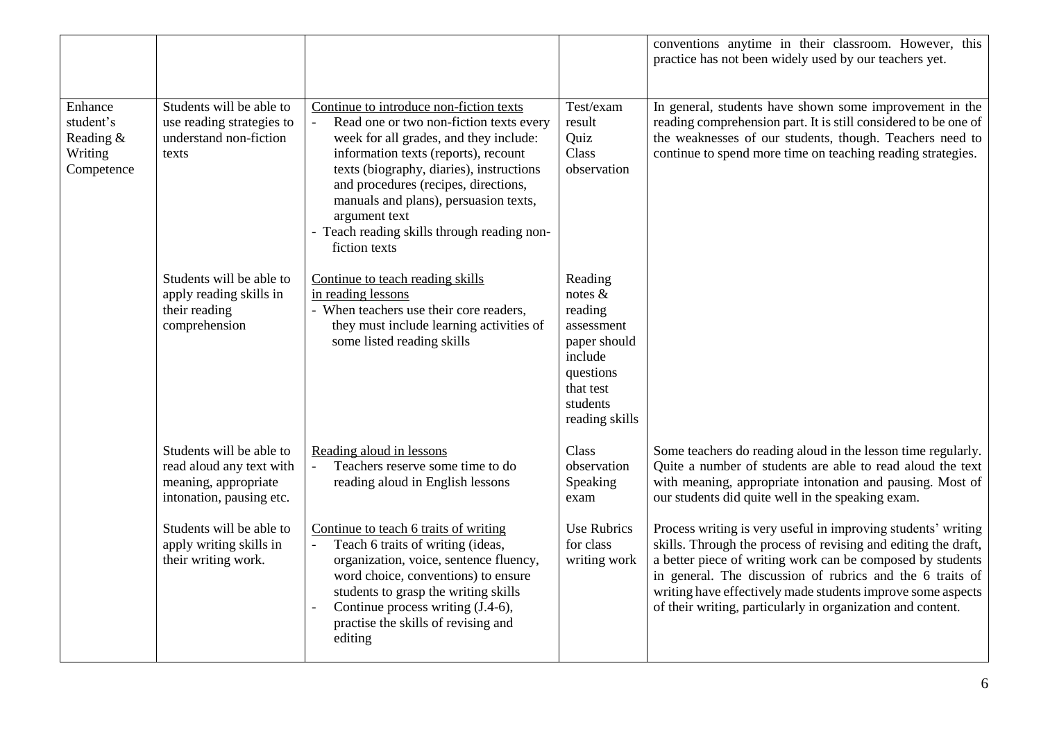| | | | | |
|---|---|---|---|---|
| | | | | conventions anytime in their classroom. However, this practice has not been widely used by our teachers yet. |
| Enhance student's Reading & Writing Competence | Students will be able to use reading strategies to understand non-fiction texts | Continue to introduce non-fiction texts<br>- Read one or two non-fiction texts every week for all grades, and they include: information texts (reports), recount texts (biography, diaries), instructions and procedures (recipes, directions, manuals and plans), persuasion texts, argument text<br>- Teach reading skills through reading non-fiction texts | Test/exam result<br>Quiz<br>Class observation | In general, students have shown some improvement in the reading comprehension part. It is still considered to be one of the weaknesses of our students, though. Teachers need to continue to spend more time on teaching reading strategies. |
| | Students will be able to apply reading skills in their reading comprehension | Continue to teach reading skills in reading lessons<br>- When teachers use their core readers, they must include learning activities of some listed reading skills | Reading notes & reading assessment paper should include questions that test students reading skills | |
| | Students will be able to read aloud any text with meaning, appropriate intonation, pausing etc. | Reading aloud in lessons<br>- Teachers reserve some time to do reading aloud in English lessons | Class observation<br>Speaking exam | Some teachers do reading aloud in the lesson time regularly. Quite a number of students are able to read aloud the text with meaning, appropriate intonation and pausing. Most of our students did quite well in the speaking exam. |
| | Students will be able to apply writing skills in their writing work. | Continue to teach 6 traits of writing<br>- Teach 6 traits of writing (ideas, organization, voice, sentence fluency, word choice, conventions) to ensure students to grasp the writing skills<br>- Continue process writing (J.4-6), practise the skills of revising and editing | Use Rubrics for class writing work | Process writing is very useful in improving students' writing skills. Through the process of revising and editing the draft, a better piece of writing work can be composed by students in general. The discussion of rubrics and the 6 traits of writing have effectively made students improve some aspects of their writing, particularly in organization and content. |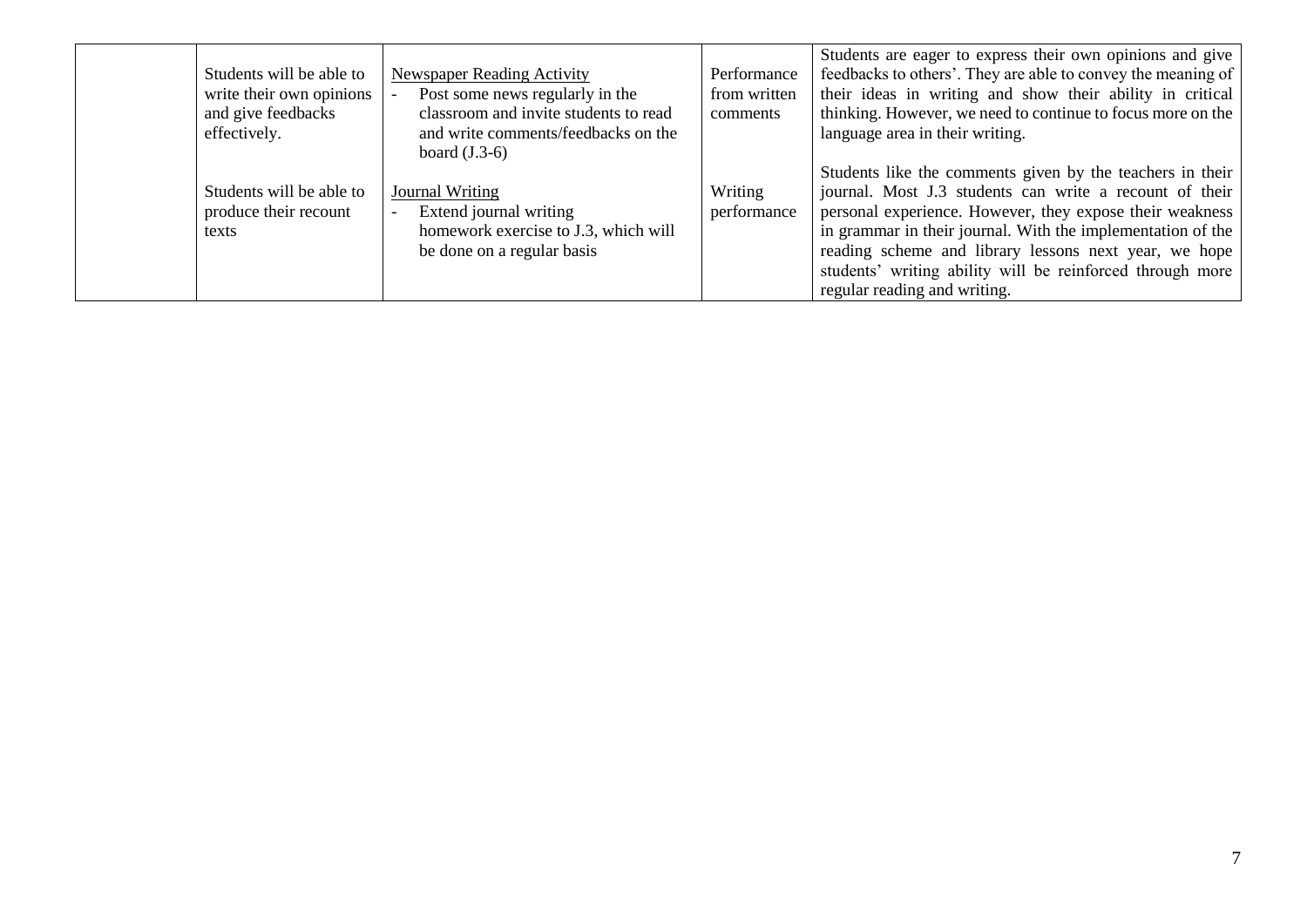| | | | | |
|---|---|---|---|---|
| | Students will be able to write their own opinions and give feedbacks effectively. | Newspaper Reading Activity<br>- Post some news regularly in the classroom and invite students to read and write comments/feedbacks on the board (J.3-6) | Performance from written comments | Students are eager to express their own opinions and give feedbacks to others'. They are able to convey the meaning of their ideas in writing and show their ability in critical thinking. However, we need to continue to focus more on the language area in their writing. |
| | Students will be able to produce their recount texts | Journal Writing<br>- Extend journal writing homework exercise to J.3, which will be done on a regular basis | Writing performance | Students like the comments given by the teachers in their journal. Most J.3 students can write a recount of their personal experience. However, they expose their weakness in grammar in their journal. With the implementation of the reading scheme and library lessons next year, we hope students' writing ability will be reinforced through more regular reading and writing. |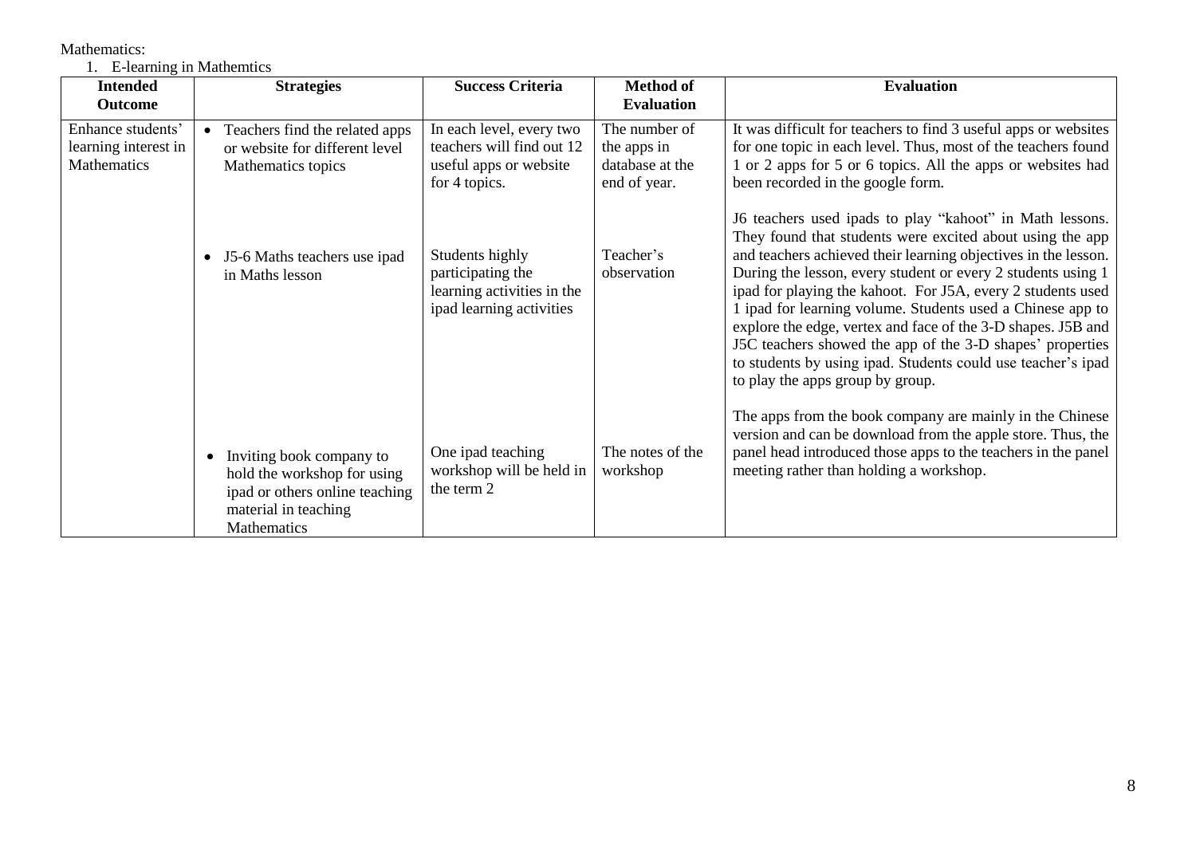Mathematics:

1. E-learning in Mathemtics

| Intended Outcome | Strategies | Success Criteria | Method of Evaluation | Evaluation |
|---|---|---|---|---|
| Enhance students' learning interest in Mathematics | • Teachers find the related apps or website for different level Mathematics topics | In each level, every two teachers will find out 12 useful apps or website for 4 topics. | The number of the apps in database at the end of year. | It was difficult for teachers to find 3 useful apps or websites for one topic in each level. Thus, most of the teachers found 1 or 2 apps for 5 or 6 topics. All the apps or websites had been recorded in the google form. |
| | • J5-6 Maths teachers use ipad in Maths lesson | Students highly participating the learning activities in the ipad learning activities | Teacher's observation | J6 teachers used ipads to play "kahoot" in Math lessons. They found that students were excited about using the app and teachers achieved their learning objectives in the lesson. During the lesson, every student or every 2 students using 1 ipad for playing the kahoot. For J5A, every 2 students used 1 ipad for learning volume. Students used a Chinese app to explore the edge, vertex and face of the 3-D shapes. J5B and J5C teachers showed the app of the 3-D shapes' properties to students by using ipad. Students could use teacher's ipad to play the apps group by group. |
| | • Inviting book company to hold the workshop for using ipad or others online teaching material in teaching Mathematics | One ipad teaching workshop will be held in the term 2 | The notes of the workshop | The apps from the book company are mainly in the Chinese version and can be download from the apple store. Thus, the panel head introduced those apps to the teachers in the panel meeting rather than holding a workshop. |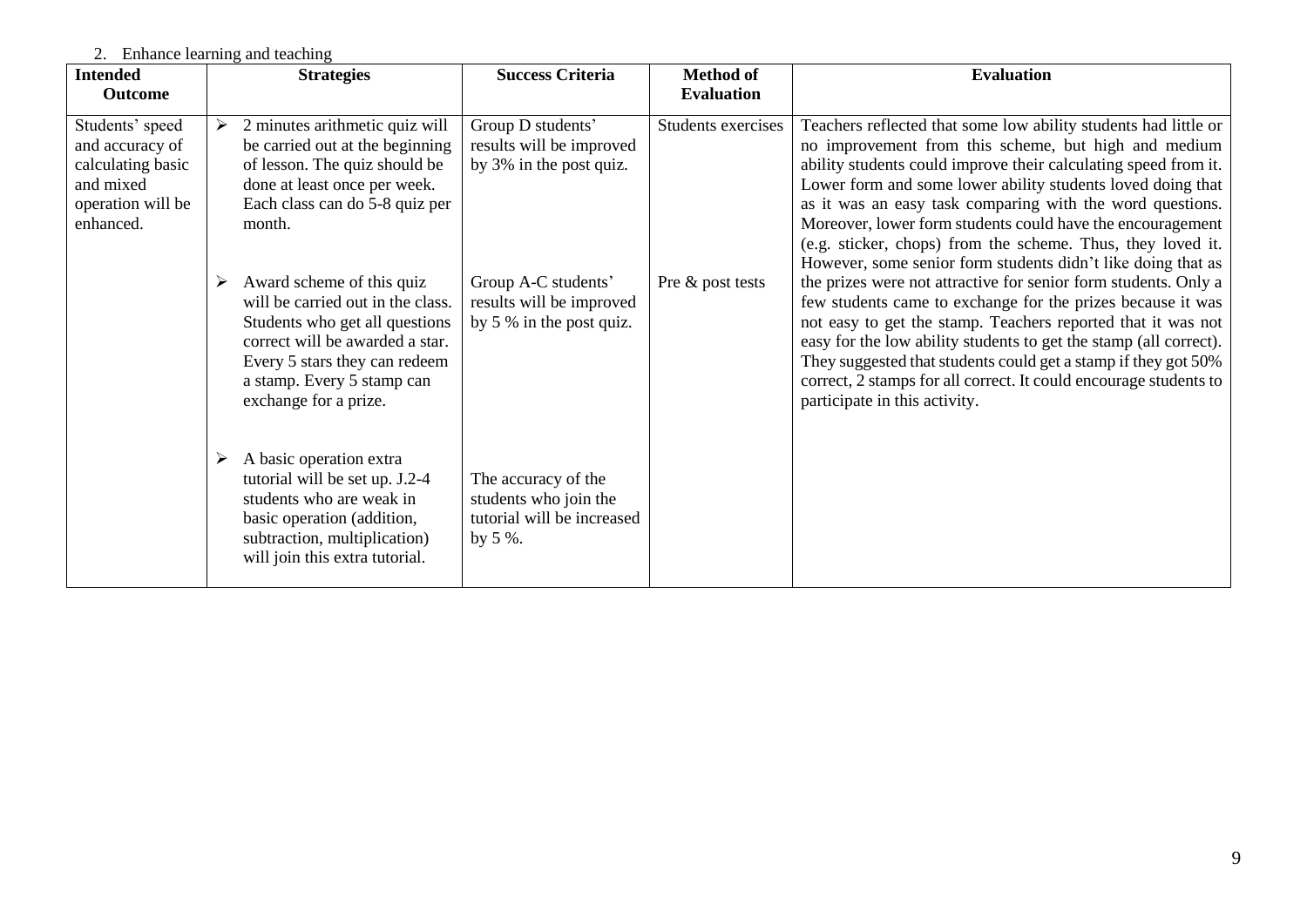2. Enhance learning and teaching

| Intended Outcome | Strategies | Success Criteria | Method of Evaluation | Evaluation |
|---|---|---|---|---|
| Students' speed and accuracy of calculating basic and mixed operation will be enhanced. | ➢ 2 minutes arithmetic quiz will be carried out at the beginning of lesson. The quiz should be done at least once per week. Each class can do 5-8 quiz per month.<br><br>➢ Award scheme of this quiz will be carried out in the class. Students who get all questions correct will be awarded a star. Every 5 stars they can redeem a stamp. Every 5 stamp can exchange for a prize.<br><br>➢ A basic operation extra tutorial will be set up. J.2-4 students who are weak in basic operation (addition, subtraction, multiplication) will join this extra tutorial. | Group D students' results will be improved by 3% in the post quiz.<br><br>Group A-C students' results will be improved by 5 % in the post quiz.<br><br>The accuracy of the students who join the tutorial will be increased by 5 %. | Students exercises<br><br>Pre & post tests | Teachers reflected that some low ability students had little or no improvement from this scheme, but high and medium ability students could improve their calculating speed from it. Lower form and some lower ability students loved doing that as it was an easy task comparing with the word questions. Moreover, lower form students could have the encouragement (e.g. sticker, chops) from the scheme. Thus, they loved it. However, some senior form students didn't like doing that as the prizes were not attractive for senior form students. Only a few students came to exchange for the prizes because it was not easy to get the stamp. Teachers reported that it was not easy for the low ability students to get the stamp (all correct). They suggested that students could get a stamp if they got 50% correct, 2 stamps for all correct. It could encourage students to participate in this activity. |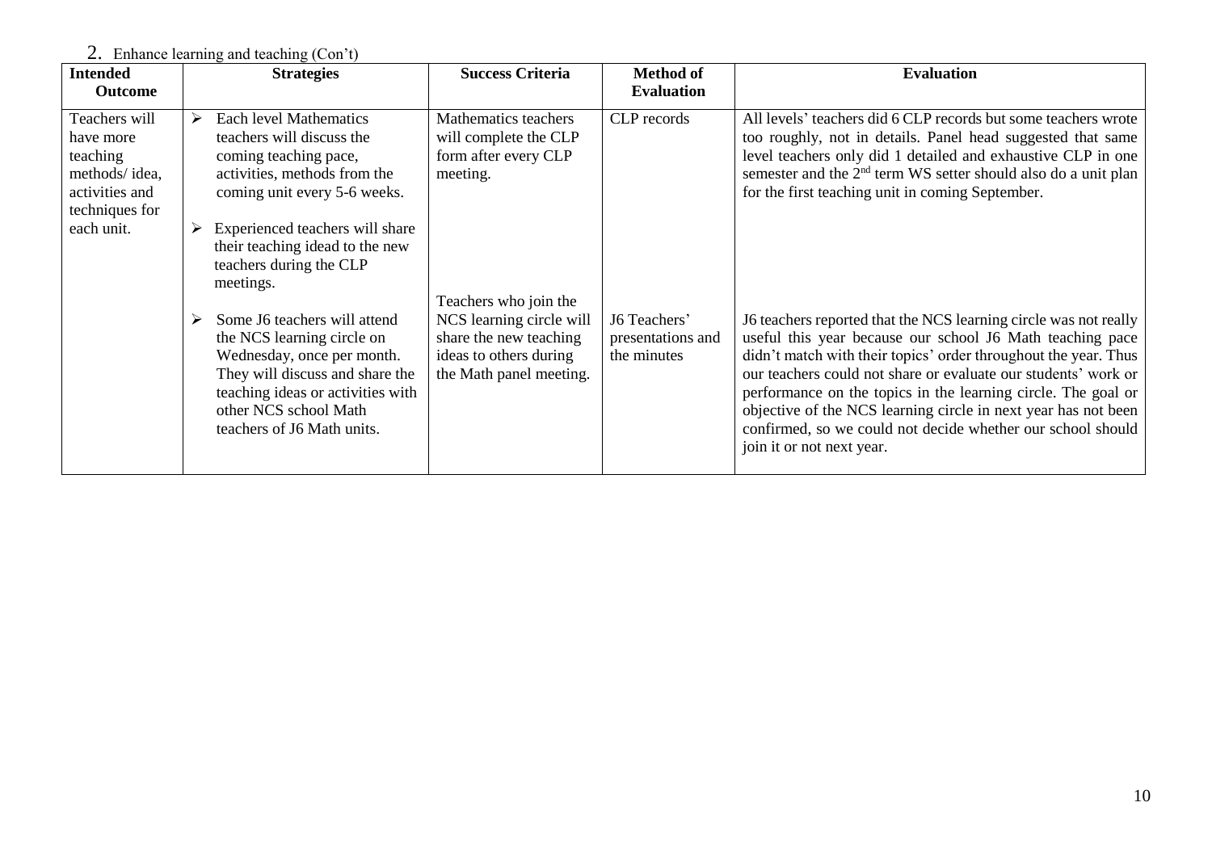2. Enhance learning and teaching (Con't)

| Intended Outcome | Strategies | Success Criteria | Method of Evaluation | Evaluation |
|---|---|---|---|---|
| Teachers will have more teaching methods/ idea, activities and techniques for each unit. | ➢ Each level Mathematics teachers will discuss the coming teaching pace, activities, methods from the coming unit every 5-6 weeks.<br><br>➢ Experienced teachers will share their teaching idead to the new teachers during the CLP meetings. | Mathematics teachers will complete the CLP form after every CLP meeting. | CLP records | All levels' teachers did 6 CLP records but some teachers wrote too roughly, not in details. Panel head suggested that same level teachers only did 1 detailed and exhaustive CLP in one semester and the 2nd term WS setter should also do a unit plan for the first teaching unit in coming September. |
| | ➢ Some J6 teachers will attend the NCS learning circle on Wednesday, once per month. They will discuss and share the teaching ideas or activities with other NCS school Math teachers of J6 Math units. | Teachers who join the NCS learning circle will share the new teaching ideas to others during the Math panel meeting. | J6 Teachers' presentations and the minutes | J6 teachers reported that the NCS learning circle was not really useful this year because our school J6 Math teaching pace didn't match with their topics' order throughout the year. Thus our teachers could not share or evaluate our students' work or performance on the topics in the learning circle. The goal or objective of the NCS learning circle in next year has not been confirmed, so we could not decide whether our school should join it or not next year. |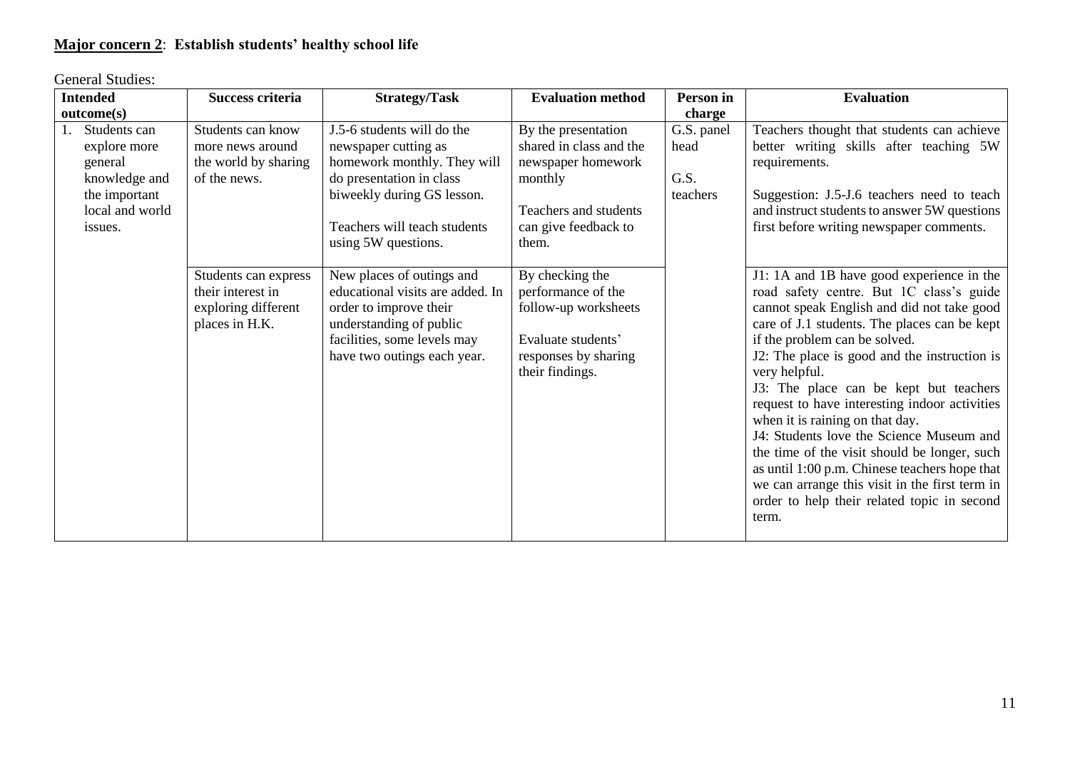**<u>Major concern 2</u>: Establish students' healthy school life**

General Studies:

| Intended outcome(s) | Success criteria | Strategy/Task | Evaluation method | Person in charge | Evaluation |
|---|---|---|---|---|---|
| 1. Students can explore more general knowledge and the important local and world issues. | Students can know more news around the world by sharing of the news. | J.5-6 students will do the newspaper cutting as homework monthly. They will do presentation in class biweekly during GS lesson.<br><br>Teachers will teach students using 5W questions. | By the presentation shared in class and the newspaper homework monthly<br><br>Teachers and students can give feedback to them. | G.S. panel head<br><br>G.S. teachers | Teachers thought that students can achieve better writing skills after teaching 5W requirements.<br><br>Suggestion: J.5-J.6 teachers need to teach and instruct students to answer 5W questions first before writing newspaper comments. |
| | Students can express their interest in exploring different places in H.K. | New places of outings and educational visits are added. In order to improve their understanding of public facilities, some levels may have two outings each year. | By checking the performance of the follow-up worksheets<br><br>Evaluate students' responses by sharing their findings. | | J1: 1A and 1B have good experience in the road safety centre. But 1C class's guide cannot speak English and did not take good care of J.1 students. The places can be kept if the problem can be solved.<br>J2: The place is good and the instruction is very helpful.<br>J3: The place can be kept but teachers request to have interesting indoor activities when it is raining on that day.<br>J4: Students love the Science Museum and the time of the visit should be longer, such as until 1:00 p.m. Chinese teachers hope that we can arrange this visit in the first term in order to help their related topic in second term. |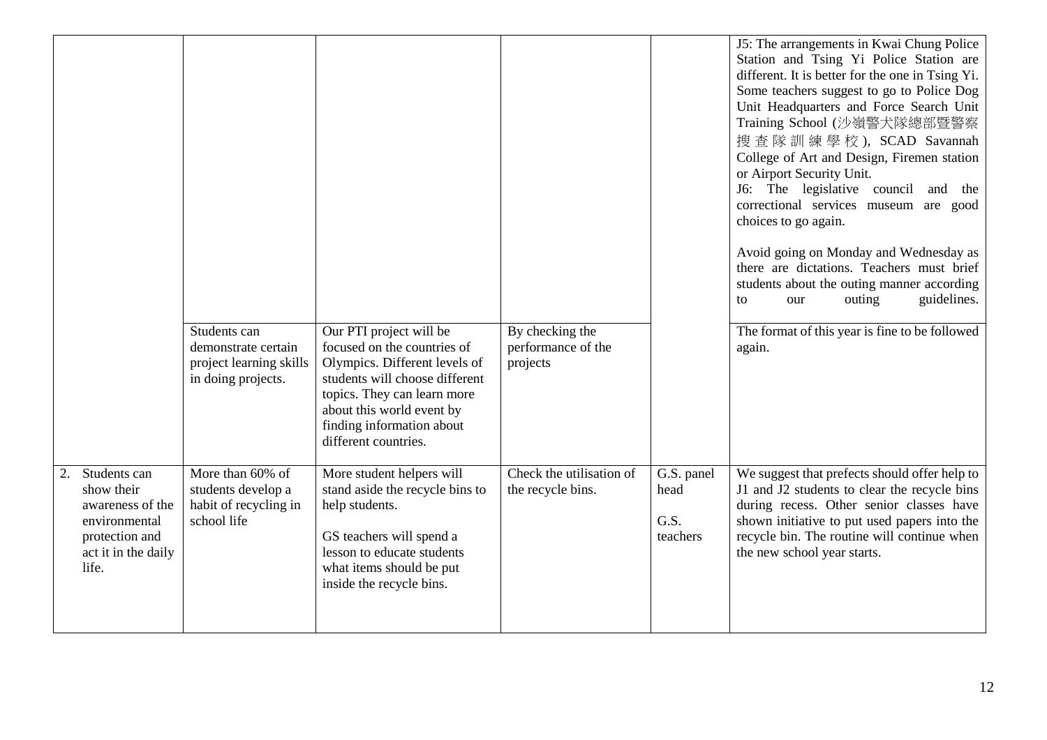| | | | | | |
|---|---|---|---|---|---|
| | | | | | J5: The arrangements in Kwai Chung Police Station and Tsing Yi Police Station are different. It is better for the one in Tsing Yi. Some teachers suggest to go to Police Dog Unit Headquarters and Force Search Unit Training School (沙嶺警犬隊總部暨警察搜查隊訓練學校), SCAD Savannah College of Art and Design, Firemen station or Airport Security Unit.<br>J6: The legislative council and the correctional services museum are good choices to go again.<br><br>Avoid going on Monday and Wednesday as there are dictations. Teachers must brief students about the outing manner according to our outing guidelines. |
| | Students can demonstrate certain project learning skills in doing projects. | Our PTI project will be focused on the countries of Olympics. Different levels of students will choose different topics. They can learn more about this world event by finding information about different countries. | By checking the performance of the projects | | The format of this year is fine to be followed again. |
| 2. Students can show their awareness of the environmental protection and act it in the daily life. | More than 60% of students develop a habit of recycling in school life | More student helpers will stand aside the recycle bins to help students.<br><br>GS teachers will spend a lesson to educate students what items should be put inside the recycle bins. | Check the utilisation of the recycle bins. | G.S. panel head<br>G.S. teachers | We suggest that prefects should offer help to J1 and J2 students to clear the recycle bins during recess. Other senior classes have shown initiative to put used papers into the recycle bin. The routine will continue when the new school year starts. |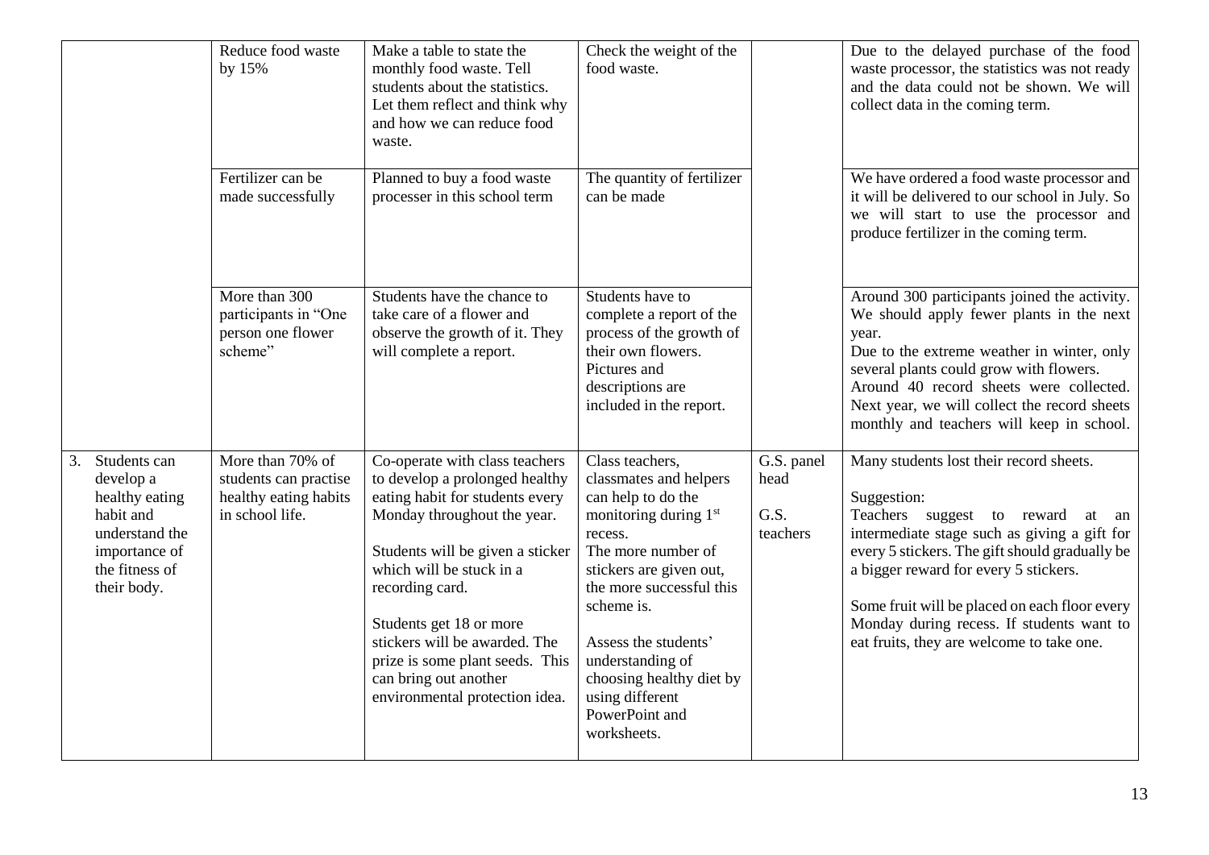| | | | | | |
|---|---|---|---|---|---|
| | Reduce food waste by 15% | Make a table to state the monthly food waste. Tell students about the statistics. Let them reflect and think why and how we can reduce food waste. | Check the weight of the food waste. | | Due to the delayed purchase of the food waste processor, the statistics was not ready and the data could not be shown. We will collect data in the coming term. |
| | Fertilizer can be made successfully | Planned to buy a food waste processer in this school term | The quantity of fertilizer can be made | | We have ordered a food waste processor and it will be delivered to our school in July. So we will start to use the processor and produce fertilizer in the coming term. |
| | More than 300 participants in "One person one flower scheme" | Students have the chance to take care of a flower and observe the growth of it. They will complete a report. | Students have to complete a report of the process of the growth of their own flowers. Pictures and descriptions are included in the report. | | Around 300 participants joined the activity. We should apply fewer plants in the next year.<br>Due to the extreme weather in winter, only several plants could grow with flowers.<br>Around 40 record sheets were collected. Next year, we will collect the record sheets monthly and teachers will keep in school. |
| 3. Students can develop a healthy eating habit and understand the importance of the fitness of their body. | More than 70% of students can practise healthy eating habits in school life. | Co-operate with class teachers to develop a prolonged healthy eating habit for students every Monday throughout the year.<br><br>Students will be given a sticker which will be stuck in a recording card.<br><br>Students get 18 or more stickers will be awarded. The prize is some plant seeds. This can bring out another environmental protection idea. | Class teachers, classmates and helpers can help to do the monitoring during 1st recess.<br>The more number of stickers are given out, the more successful this scheme is.<br><br>Assess the students' understanding of choosing healthy diet by using different PowerPoint and worksheets. | G.S. panel head<br>G.S. teachers | Many students lost their record sheets.<br><br>Suggestion:<br>Teachers suggest to reward at an intermediate stage such as giving a gift for every 5 stickers. The gift should gradually be a bigger reward for every 5 stickers.<br><br>Some fruit will be placed on each floor every Monday during recess. If students want to eat fruits, they are welcome to take one. |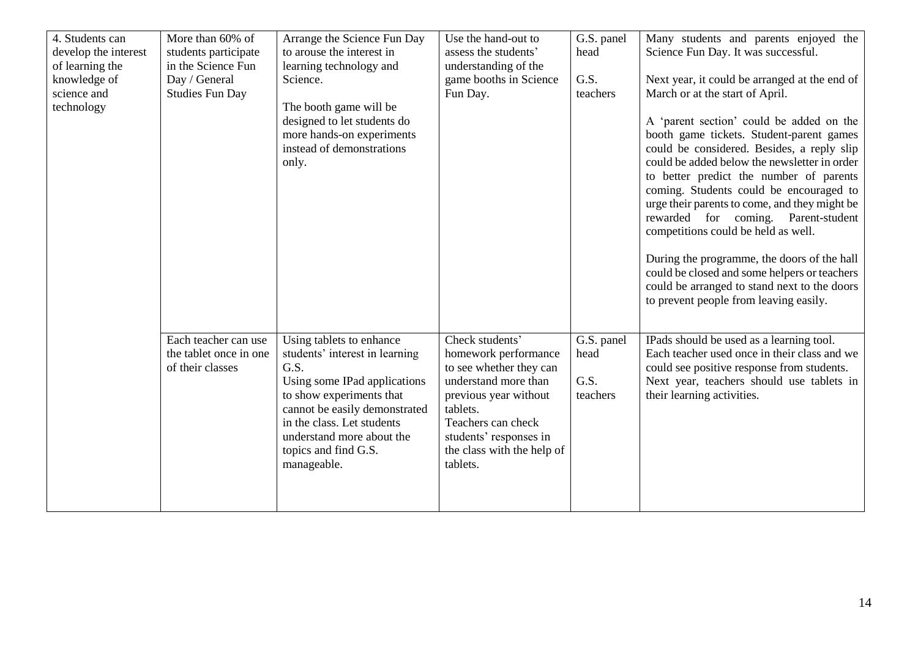| | | | | | |
|---|---|---|---|---|---|
| 4. Students can develop the interest of learning the knowledge of science and technology | More than 60% of students participate in the Science Fun Day / General Studies Fun Day | Arrange the Science Fun Day to arouse the interest in learning technology and Science.<br><br>The booth game will be designed to let students do more hands-on experiments instead of demonstrations only. | Use the hand-out to assess the students' understanding of the game booths in Science Fun Day. | G.S. panel head<br><br>G.S. teachers | Many students and parents enjoyed the Science Fun Day. It was successful.<br><br>Next year, it could be arranged at the end of March or at the start of April.<br><br>A 'parent section' could be added on the booth game tickets. Student-parent games could be considered. Besides, a reply slip could be added below the newsletter in order to better predict the number of parents coming. Students could be encouraged to urge their parents to come, and they might be rewarded for coming. Parent-student competitions could be held as well.<br><br>During the programme, the doors of the hall could be closed and some helpers or teachers could be arranged to stand next to the doors to prevent people from leaving easily. |
| | Each teacher can use the tablet once in one of their classes | Using tablets to enhance students' interest in learning G.S.<br>Using some IPad applications to show experiments that cannot be easily demonstrated in the class. Let students understand more about the topics and find G.S. manageable. | Check students' homework performance to see whether they can understand more than previous year without tablets.<br>Teachers can check students' responses in the class with the help of tablets. | G.S. panel head<br><br>G.S. teachers | IPads should be used as a learning tool. Each teacher used once in their class and we could see positive response from students. Next year, teachers should use tablets in their learning activities. |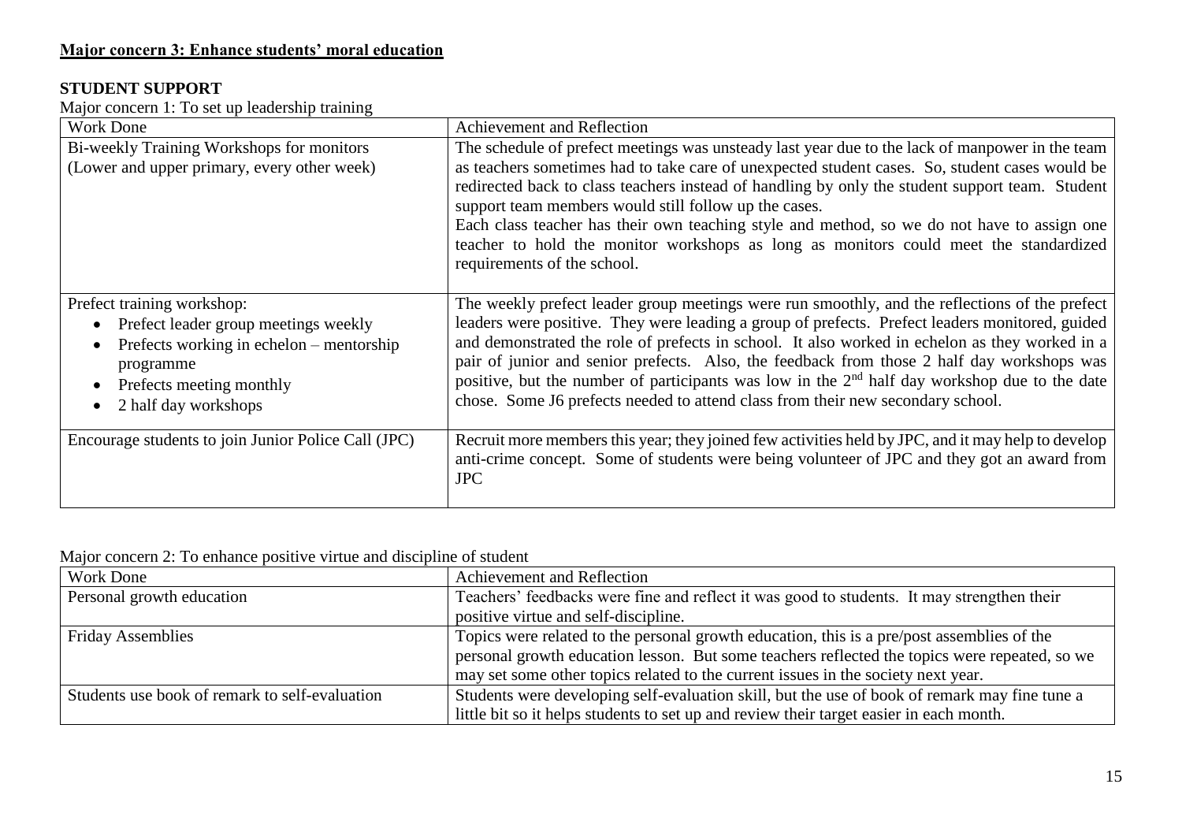**Major concern 3: Enhance students' moral education**

**STUDENT SUPPORT**

Major concern 1: To set up leadership training

| Work Done | Achievement and Reflection |
|---|---|
| Bi-weekly Training Workshops for monitors (Lower and upper primary, every other week) | The schedule of prefect meetings was unsteady last year due to the lack of manpower in the team as teachers sometimes had to take care of unexpected student cases. So, student cases would be redirected back to class teachers instead of handling by only the student support team. Student support team members would still follow up the cases. Each class teacher has their own teaching style and method, so we do not have to assign one teacher to hold the monitor workshops as long as monitors could meet the standardized requirements of the school. |
| Prefect training workshop: <br>• Prefect leader group meetings weekly <br>• Prefects working in echelon – mentorship programme <br>• Prefects meeting monthly <br>• 2 half day workshops | The weekly prefect leader group meetings were run smoothly, and the reflections of the prefect leaders were positive. They were leading a group of prefects. Prefect leaders monitored, guided and demonstrated the role of prefects in school. It also worked in echelon as they worked in a pair of junior and senior prefects. Also, the feedback from those 2 half day workshops was positive, but the number of participants was low in the 2nd half day workshop due to the date chose. Some J6 prefects needed to attend class from their new secondary school. |
| Encourage students to join Junior Police Call (JPC) | Recruit more members this year; they joined few activities held by JPC, and it may help to develop anti-crime concept. Some of students were being volunteer of JPC and they got an award from JPC |

Major concern 2: To enhance positive virtue and discipline of student

| Work Done | Achievement and Reflection |
|---|---|
| Personal growth education | Teachers' feedbacks were fine and reflect it was good to students. It may strengthen their positive virtue and self-discipline. |
| Friday Assemblies | Topics were related to the personal growth education, this is a pre/post assemblies of the personal growth education lesson. But some teachers reflected the topics were repeated, so we may set some other topics related to the current issues in the society next year. |
| Students use book of remark to self-evaluation | Students were developing self-evaluation skill, but the use of book of remark may fine tune a little bit so it helps students to set up and review their target easier in each month. |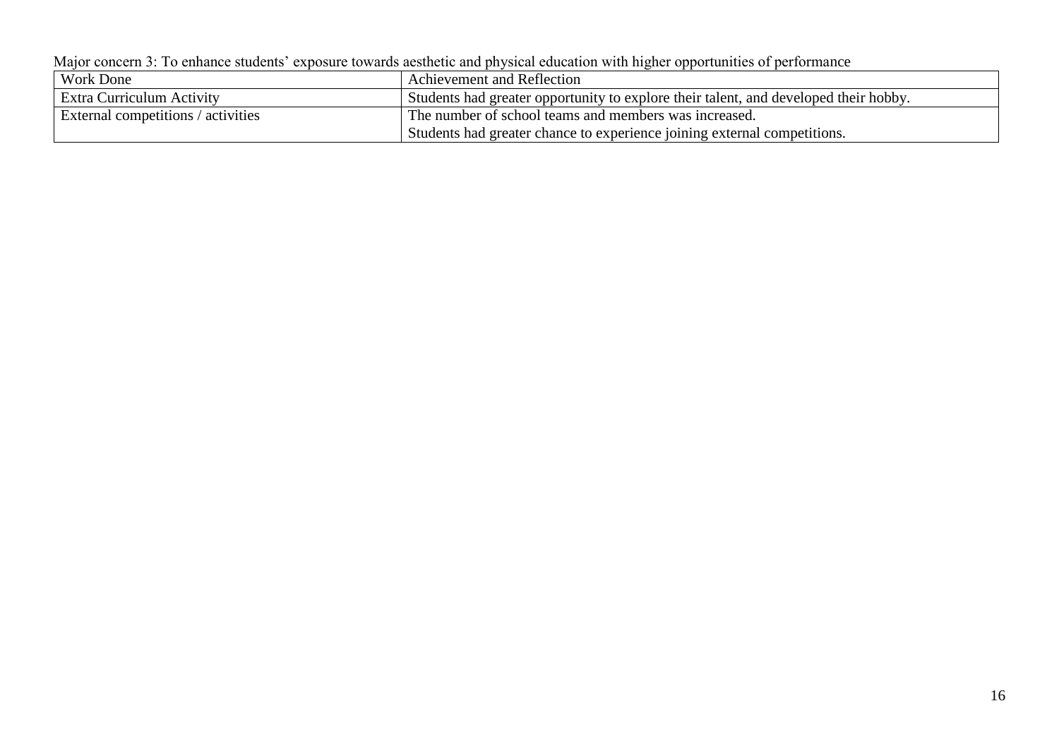Major concern 3: To enhance students' exposure towards aesthetic and physical education with higher opportunities of performance

| Work Done | Achievement and Reflection |
|---|---|
| Extra Curriculum Activity | Students had greater opportunity to explore their talent, and developed their hobby. |
| External competitions / activities | The number of school teams and members was increased.<br>Students had greater chance to experience joining external competitions. |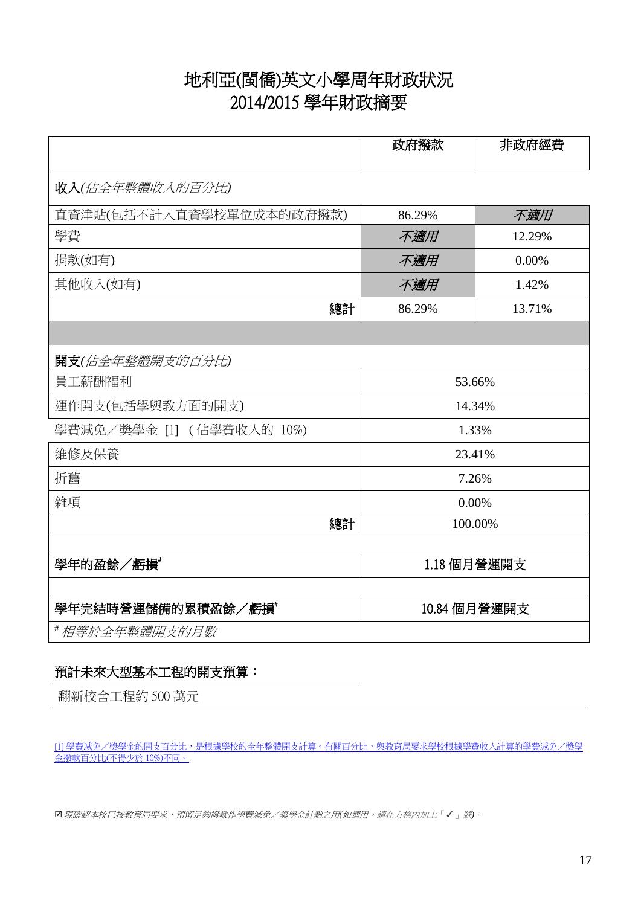# 地利亞(閩僑)英文小學周年財政狀況
# 2014/2015 學年財政摘要

| | 政府撥款 | 非政府經費 |
|---|---|---|
| **收入**(*佔全年整體收入的百分比*) | | |
| 直資津貼(包括不計入直資學校單位成本的政府撥款) | 86.29% | *不適用* |
| 學費 | *不適用* | 12.29% |
| 捐款(如有) | *不適用* | 0.00% |
| 其他收入(如有) | *不適用* | 1.42% |
| **總計** | 86.29% | 13.71% |
| | | |
| **開支**(*佔全年整體開支的百分比*) | | |
| 員工薪酬福利 | 53.66% | |
| 運作開支(包括學與教方面的開支) | 14.34% | |
| 學費減免／獎學金 [1] （佔學費收入的 10%) | 1.33% | |
| 維修及保養 | 23.41% | |
| 折舊 | 7.26% | |
| 雜項 | 0.00% | |
| **總計** | 100.00% | |
| | | |
| **學年的盈餘／虧損#** | 1.18 個月營運開支 | |
| | | |
| **學年完結時營運儲備的累積盈餘／虧損#** | 10.84 個月營運開支 | |
| # *相等於全年整體開支的月數* | | |

**預計未來大型基本工程的開支預算：**

翻新校舍工程約 500 萬元

[1] 學費減免／獎學金的開支百分比，是根據學校的全年整體開支計算。有關百分比，與教育局要求學校根據學費收入計算的學費減免／獎學金撥款百分比(不得少於 10%)不同。

☑ *現確認本校已按教育局要求，預留足夠撥款作學費減免／獎學金計劃之用(如適用，請在方格內加上「✓」號)。*